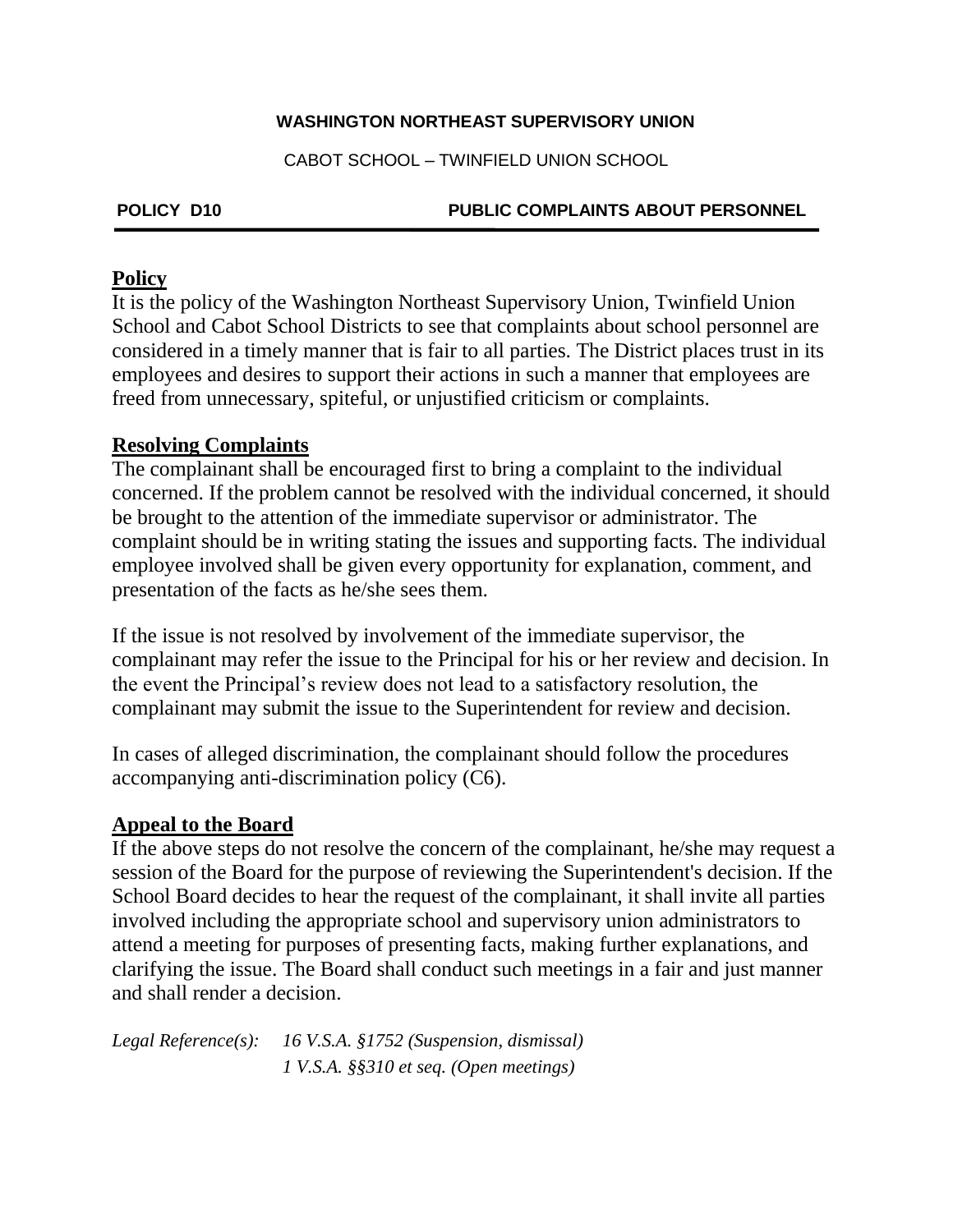**WASHINGTON NORTHEAST SUPERVISORY UNION**

CABOT SCHOOL – TWINFIELD UNION SCHOOL

**POLICY D10** **PUBLIC COMPLAINTS ABOUT PERSONNEL**

## Policy

It is the policy of the Washington Northeast Supervisory Union, Twinfield Union School and Cabot School Districts to see that complaints about school personnel are considered in a timely manner that is fair to all parties. The District places trust in its employees and desires to support their actions in such a manner that employees are freed from unnecessary, spiteful, or unjustified criticism or complaints.

## Resolving Complaints

The complainant shall be encouraged first to bring a complaint to the individual concerned. If the problem cannot be resolved with the individual concerned, it should be brought to the attention of the immediate supervisor or administrator. The complaint should be in writing stating the issues and supporting facts. The individual employee involved shall be given every opportunity for explanation, comment, and presentation of the facts as he/she sees them.

If the issue is not resolved by involvement of the immediate supervisor, the complainant may refer the issue to the Principal for his or her review and decision. In the event the Principal's review does not lead to a satisfactory resolution, the complainant may submit the issue to the Superintendent for review and decision.

In cases of alleged discrimination, the complainant should follow the procedures accompanying anti-discrimination policy (C6).

## Appeal to the Board

If the above steps do not resolve the concern of the complainant, he/she may request a session of the Board for the purpose of reviewing the Superintendent's decision. If the School Board decides to hear the request of the complainant, it shall invite all parties involved including the appropriate school and supervisory union administrators to attend a meeting for purposes of presenting facts, making further explanations, and clarifying the issue. The Board shall conduct such meetings in a fair and just manner and shall render a decision.

*Legal Reference(s):* *16 V.S.A. §1752 (Suspension, dismissal)*
*1 V.S.A. §§310 et seq. (Open meetings)*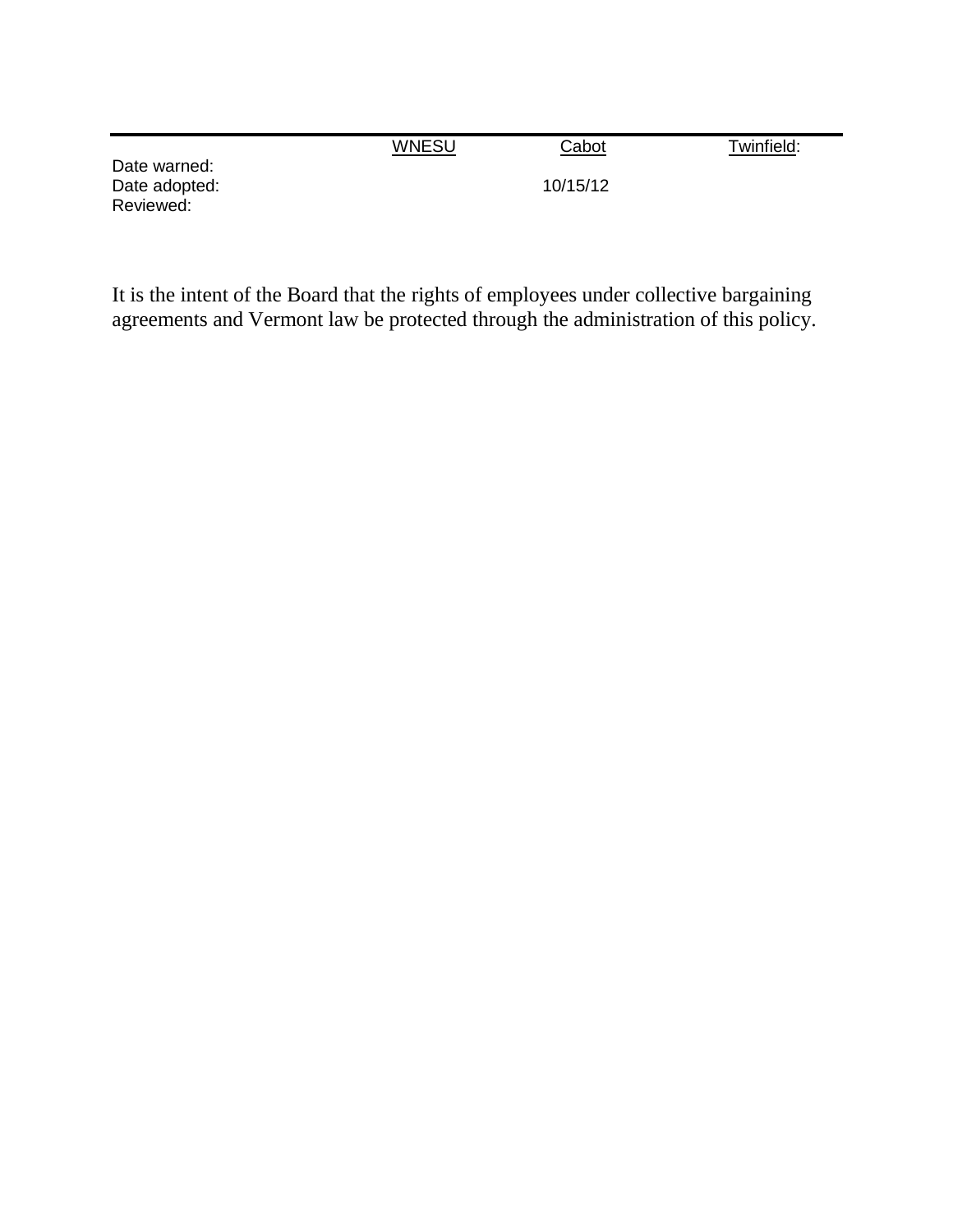| | WNESU | Cabot | Twinfield: |
|---|---|---|---|
| Date warned: | | | |
| Date adopted: | | 10/15/12 | |
| Reviewed: | | | |

It is the intent of the Board that the rights of employees under collective bargaining agreements and Vermont law be protected through the administration of this policy.